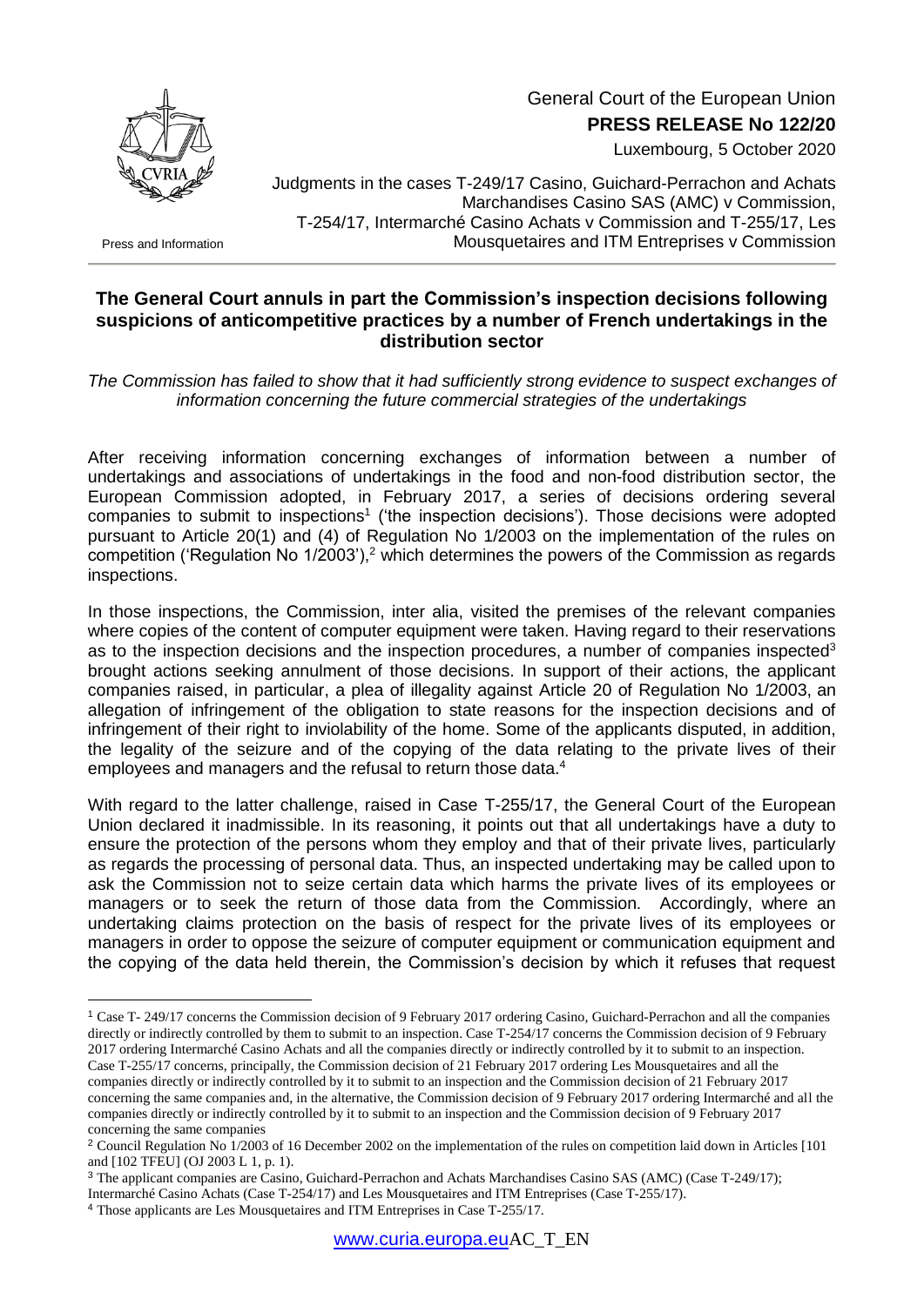General Court of the European Union
**PRESS RELEASE No 122/20**
Luxembourg, 5 October 2020

Press and Information

Judgments in the cases T-249/17 Casino, Guichard-Perrachon and Achats Marchandises Casino SAS (AMC) v Commission, T-254/17, Intermarché Casino Achats v Commission and T-255/17, Les Mousquetaires and ITM Entreprises v Commission

## The General Court annuls in part the Commission's inspection decisions following suspicions of anticompetitive practices by a number of French undertakings in the distribution sector

*The Commission has failed to show that it had sufficiently strong evidence to suspect exchanges of information concerning the future commercial strategies of the undertakings*

After receiving information concerning exchanges of information between a number of undertakings and associations of undertakings in the food and non-food distribution sector, the European Commission adopted, in February 2017, a series of decisions ordering several companies to submit to inspections[1] ('the inspection decisions'). Those decisions were adopted pursuant to Article 20(1) and (4) of Regulation No 1/2003 on the implementation of the rules on competition ('Regulation No 1/2003'),[2] which determines the powers of the Commission as regards inspections.

In those inspections, the Commission, inter alia, visited the premises of the relevant companies where copies of the content of computer equipment were taken. Having regard to their reservations as to the inspection decisions and the inspection procedures, a number of companies inspected[3] brought actions seeking annulment of those decisions. In support of their actions, the applicant companies raised, in particular, a plea of illegality against Article 20 of Regulation No 1/2003, an allegation of infringement of the obligation to state reasons for the inspection decisions and of infringement of their right to inviolability of the home. Some of the applicants disputed, in addition, the legality of the seizure and of the copying of the data relating to the private lives of their employees and managers and the refusal to return those data.[4]

With regard to the latter challenge, raised in Case T-255/17, the General Court of the European Union declared it inadmissible. In its reasoning, it points out that all undertakings have a duty to ensure the protection of the persons whom they employ and that of their private lives, particularly as regards the processing of personal data. Thus, an inspected undertaking may be called upon to ask the Commission not to seize certain data which harms the private lives of its employees or managers or to seek the return of those data from the Commission. Accordingly, where an undertaking claims protection on the basis of respect for the private lives of its employees or managers in order to oppose the seizure of computer equipment or communication equipment and the copying of the data held therein, the Commission's decision by which it refuses that request

---

[1] Case T- 249/17 concerns the Commission decision of 9 February 2017 ordering Casino, Guichard-Perrachon and all the companies directly or indirectly controlled by them to submit to an inspection. Case T-254/17 concerns the Commission decision of 9 February 2017 ordering Intermarché Casino Achats and all the companies directly or indirectly controlled by it to submit to an inspection. Case T-255/17 concerns, principally, the Commission decision of 21 February 2017 ordering Les Mousquetaires and all the companies directly or indirectly controlled by it to submit to an inspection and the Commission decision of 21 February 2017 concerning the same companies and, in the alternative, the Commission decision of 9 February 2017 ordering Intermarché and all the companies directly or indirectly controlled by it to submit to an inspection and the Commission decision of 9 February 2017 concerning the same companies

[2] Council Regulation No 1/2003 of 16 December 2002 on the implementation of the rules on competition laid down in Articles [101 and [102 TFEU] (OJ 2003 L 1, p. 1).

[3] The applicant companies are Casino, Guichard-Perrachon and Achats Marchandises Casino SAS (AMC) (Case T-249/17); Intermarché Casino Achats (Case T-254/17) and Les Mousquetaires and ITM Entreprises (Case T-255/17).

[4] Those applicants are Les Mousquetaires and ITM Entreprises in Case T-255/17.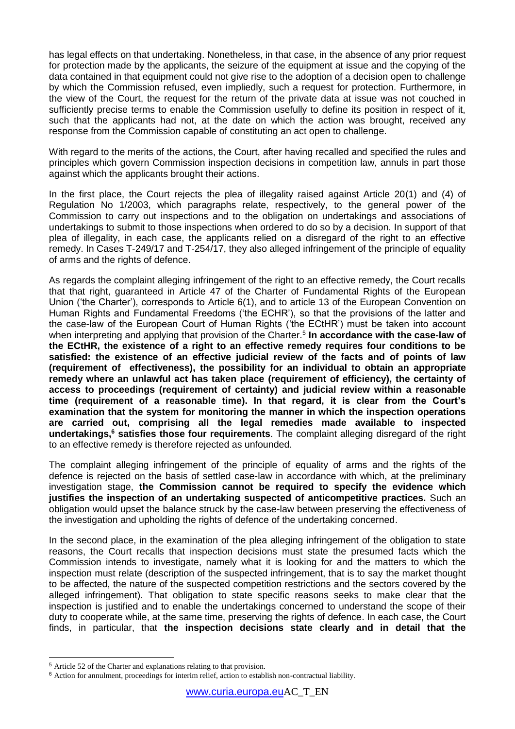has legal effects on that undertaking. Nonetheless, in that case, in the absence of any prior request for protection made by the applicants, the seizure of the equipment at issue and the copying of the data contained in that equipment could not give rise to the adoption of a decision open to challenge by which the Commission refused, even impliedly, such a request for protection. Furthermore, in the view of the Court, the request for the return of the private data at issue was not couched in sufficiently precise terms to enable the Commission usefully to define its position in respect of it, such that the applicants had not, at the date on which the action was brought, received any response from the Commission capable of constituting an act open to challenge.

With regard to the merits of the actions, the Court, after having recalled and specified the rules and principles which govern Commission inspection decisions in competition law, annuls in part those against which the applicants brought their actions.

In the first place, the Court rejects the plea of illegality raised against Article 20(1) and (4) of Regulation No 1/2003, which paragraphs relate, respectively, to the general power of the Commission to carry out inspections and to the obligation on undertakings and associations of undertakings to submit to those inspections when ordered to do so by a decision. In support of that plea of illegality, in each case, the applicants relied on a disregard of the right to an effective remedy. In Cases T-249/17 and T-254/17, they also alleged infringement of the principle of equality of arms and the rights of defence.

As regards the complaint alleging infringement of the right to an effective remedy, the Court recalls that that right, guaranteed in Article 47 of the Charter of Fundamental Rights of the European Union ('the Charter'), corresponds to Article 6(1), and to article 13 of the European Convention on Human Rights and Fundamental Freedoms ('the ECHR'), so that the provisions of the latter and the case-law of the European Court of Human Rights ('the ECtHR') must be taken into account when interpreting and applying that provision of the Charter.[5] **In accordance with the case-law of the ECtHR, the existence of a right to an effective remedy requires four conditions to be satisfied: the existence of an effective judicial review of the facts and of points of law (requirement of effectiveness), the possibility for an individual to obtain an appropriate remedy where an unlawful act has taken place (requirement of efficiency), the certainty of access to proceedings (requirement of certainty) and judicial review within a reasonable time (requirement of a reasonable time). In that regard, it is clear from the Court's examination that the system for monitoring the manner in which the inspection operations are carried out, comprising all the legal remedies made available to inspected undertakings,[6] satisfies those four requirements**. The complaint alleging disregard of the right to an effective remedy is therefore rejected as unfounded.

The complaint alleging infringement of the principle of equality of arms and the rights of the defence is rejected on the basis of settled case-law in accordance with which, at the preliminary investigation stage, **the Commission cannot be required to specify the evidence which justifies the inspection of an undertaking suspected of anticompetitive practices.** Such an obligation would upset the balance struck by the case-law between preserving the effectiveness of the investigation and upholding the rights of defence of the undertaking concerned.

In the second place, in the examination of the plea alleging infringement of the obligation to state reasons, the Court recalls that inspection decisions must state the presumed facts which the Commission intends to investigate, namely what it is looking for and the matters to which the inspection must relate (description of the suspected infringement, that is to say the market thought to be affected, the nature of the suspected competition restrictions and the sectors covered by the alleged infringement). That obligation to state specific reasons seeks to make clear that the inspection is justified and to enable the undertakings concerned to understand the scope of their duty to cooperate while, at the same time, preserving the rights of defence. In each case, the Court finds, in particular, that **the inspection decisions state clearly and in detail that the**

[5] Article 52 of the Charter and explanations relating to that provision.

[6] Action for annulment, proceedings for interim relief, action to establish non-contractual liability.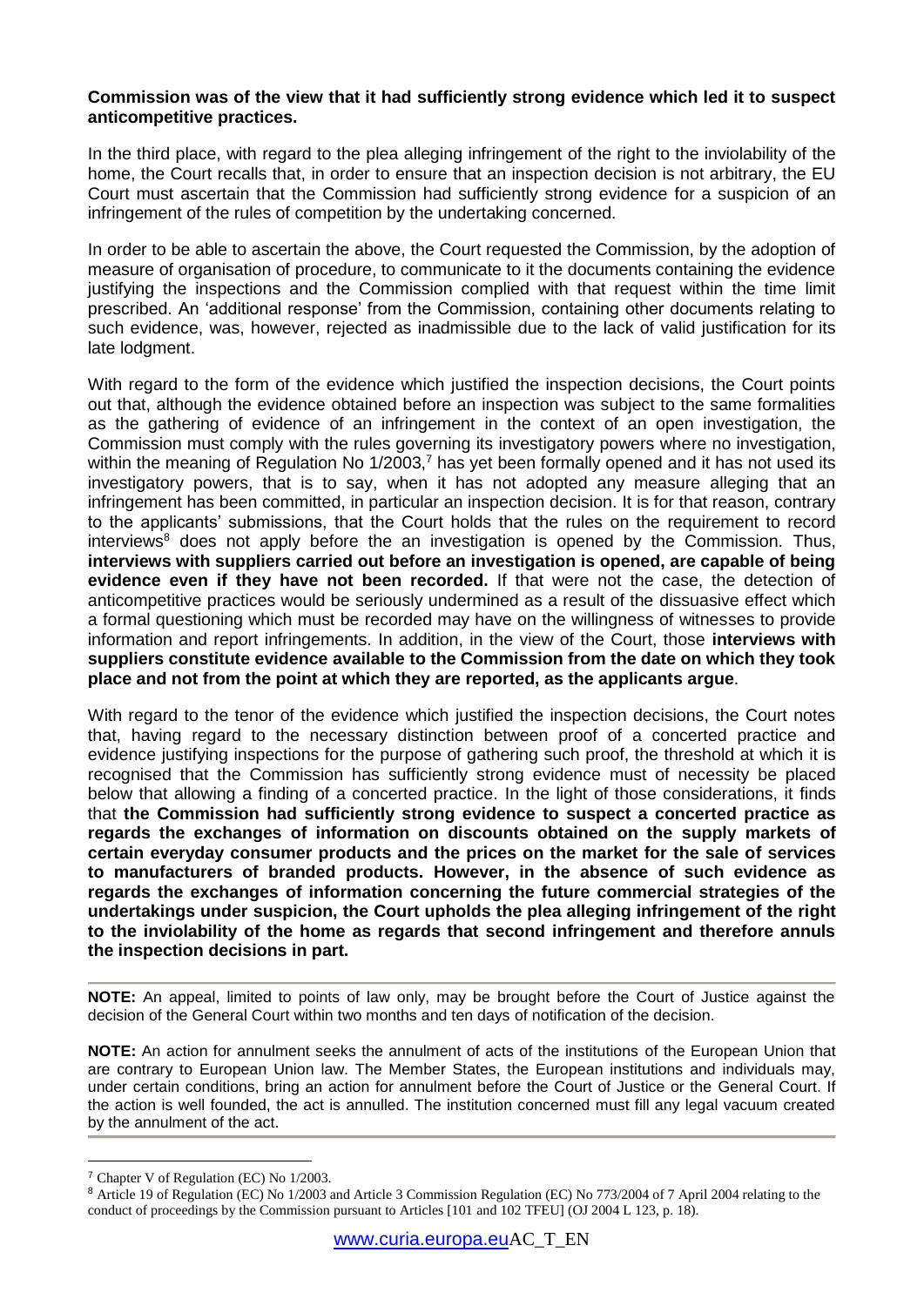**Commission was of the view that it had sufficiently strong evidence which led it to suspect anticompetitive practices.**

In the third place, with regard to the plea alleging infringement of the right to the inviolability of the home, the Court recalls that, in order to ensure that an inspection decision is not arbitrary, the EU Court must ascertain that the Commission had sufficiently strong evidence for a suspicion of an infringement of the rules of competition by the undertaking concerned.

In order to be able to ascertain the above, the Court requested the Commission, by the adoption of measure of organisation of procedure, to communicate to it the documents containing the evidence justifying the inspections and the Commission complied with that request within the time limit prescribed. An 'additional response' from the Commission, containing other documents relating to such evidence, was, however, rejected as inadmissible due to the lack of valid justification for its late lodgment.

With regard to the form of the evidence which justified the inspection decisions, the Court points out that, although the evidence obtained before an inspection was subject to the same formalities as the gathering of evidence of an infringement in the context of an open investigation, the Commission must comply with the rules governing its investigatory powers where no investigation, within the meaning of Regulation No 1/2003,[7] has yet been formally opened and it has not used its investigatory powers, that is to say, when it has not adopted any measure alleging that an infringement has been committed, in particular an inspection decision. It is for that reason, contrary to the applicants' submissions, that the Court holds that the rules on the requirement to record interviews[8] does not apply before the an investigation is opened by the Commission. Thus, **interviews with suppliers carried out before an investigation is opened, are capable of being evidence even if they have not been recorded.** If that were not the case, the detection of anticompetitive practices would be seriously undermined as a result of the dissuasive effect which a formal questioning which must be recorded may have on the willingness of witnesses to provide information and report infringements. In addition, in the view of the Court, those **interviews with suppliers constitute evidence available to the Commission from the date on which they took place and not from the point at which they are reported, as the applicants argue**.

With regard to the tenor of the evidence which justified the inspection decisions, the Court notes that, having regard to the necessary distinction between proof of a concerted practice and evidence justifying inspections for the purpose of gathering such proof, the threshold at which it is recognised that the Commission has sufficiently strong evidence must of necessity be placed below that allowing a finding of a concerted practice. In the light of those considerations, it finds that **the Commission had sufficiently strong evidence to suspect a concerted practice as regards the exchanges of information on discounts obtained on the supply markets of certain everyday consumer products and the prices on the market for the sale of services to manufacturers of branded products. However, in the absence of such evidence as regards the exchanges of information concerning the future commercial strategies of the undertakings under suspicion, the Court upholds the plea alleging infringement of the right to the inviolability of the home as regards that second infringement and therefore annuls the inspection decisions in part.**

---

**NOTE:** An appeal, limited to points of law only, may be brought before the Court of Justice against the decision of the General Court within two months and ten days of notification of the decision.

**NOTE:** An action for annulment seeks the annulment of acts of the institutions of the European Union that are contrary to European Union law. The Member States, the European institutions and individuals may, under certain conditions, bring an action for annulment before the Court of Justice or the General Court. If the action is well founded, the act is annulled. The institution concerned must fill any legal vacuum created by the annulment of the act.

---

[7] Chapter V of Regulation (EC) No 1/2003.

[8] Article 19 of Regulation (EC) No 1/2003 and Article 3 Commission Regulation (EC) No 773/2004 of 7 April 2004 relating to the conduct of proceedings by the Commission pursuant to Articles [101 and 102 TFEU] (OJ 2004 L 123, p. 18).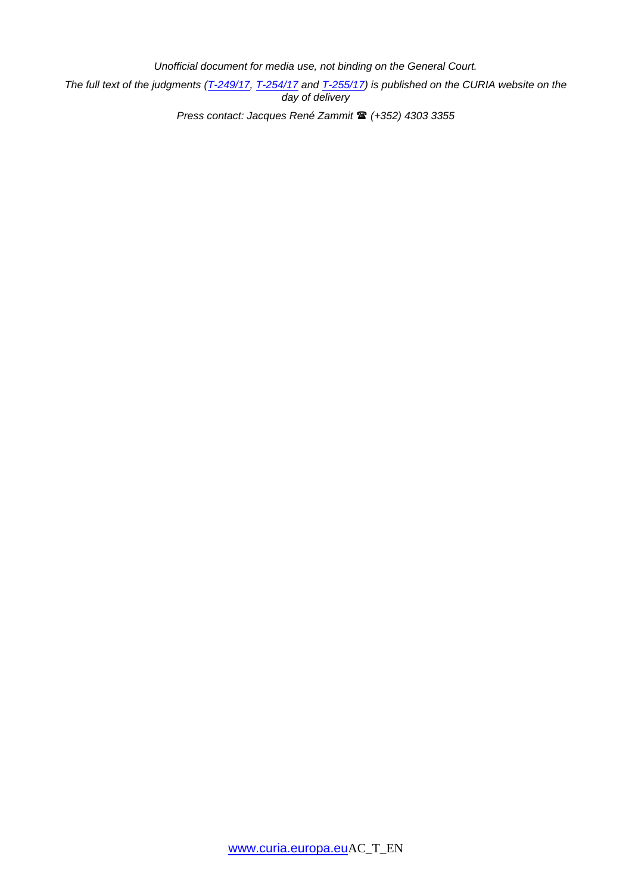*Unofficial document for media use, not binding on the General Court.*

*The full text of the judgments ([T-249/17](), [T-254/17]() and [T-255/17]()) is published on the CURIA website on the day of delivery*

*Press contact: Jacques René Zammit ☎ (+352) 4303 3355*